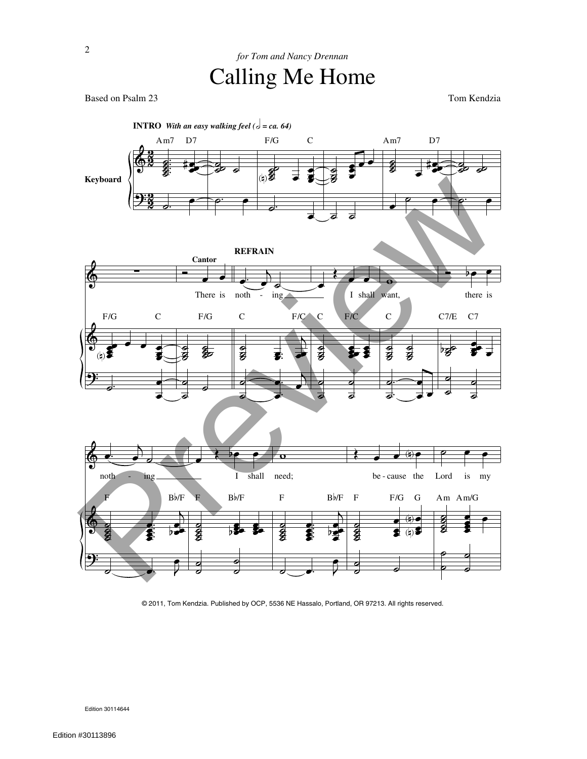*for Tom and Nancy Drennan*

# Calling Me Home

Based on Psalm 23

Tom Kendzia

**INTRO** *With an easy walking feel (𝅗𝅥 = ca. 64)*

Am7 D7 F/G C Am7 D7

Keyboard

Cantor

**REFRAIN**

There is noth - ing I shall want, there is

F/G C F/G C F/C C F/C C C7/E C7

noth - ing I shall need; be - cause the Lord is my

F B♭/F F B♭/F F B♭/F F F/G G Am Am/G

© 2011, Tom Kendzia. Published by OCP, 5536 NE Hassalo, Portland, OR 97213. All rights reserved.

Edition 30114644

Edition #30113896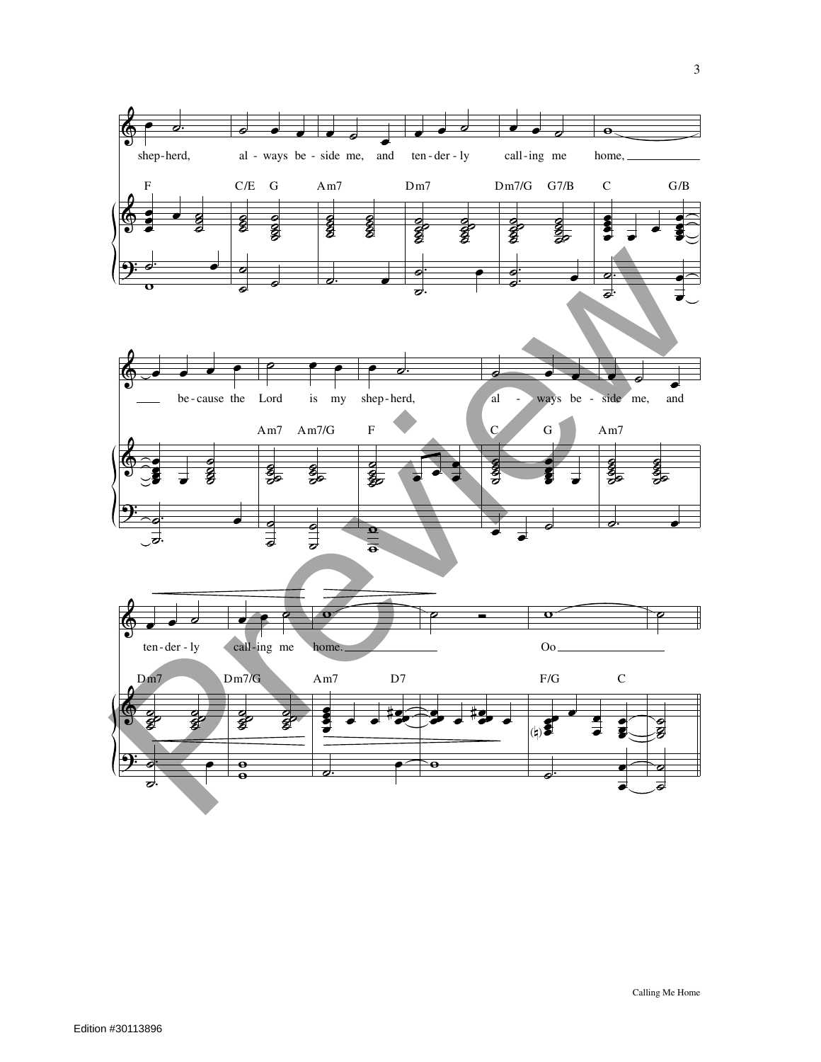shep-herd, al - ways be - side me, and ten - der - ly call - ing me home, ___

F C/E G Am7 Dm7 Dm7/G G7/B C G/B

___ be - cause the Lord is my shep - herd, al - ways be - side me, and

Am7 Am7/G F C G Am7

ten - der - ly call - ing me home. ___ Oo ___

Dm7 Dm7/G Am7 D7 F/G C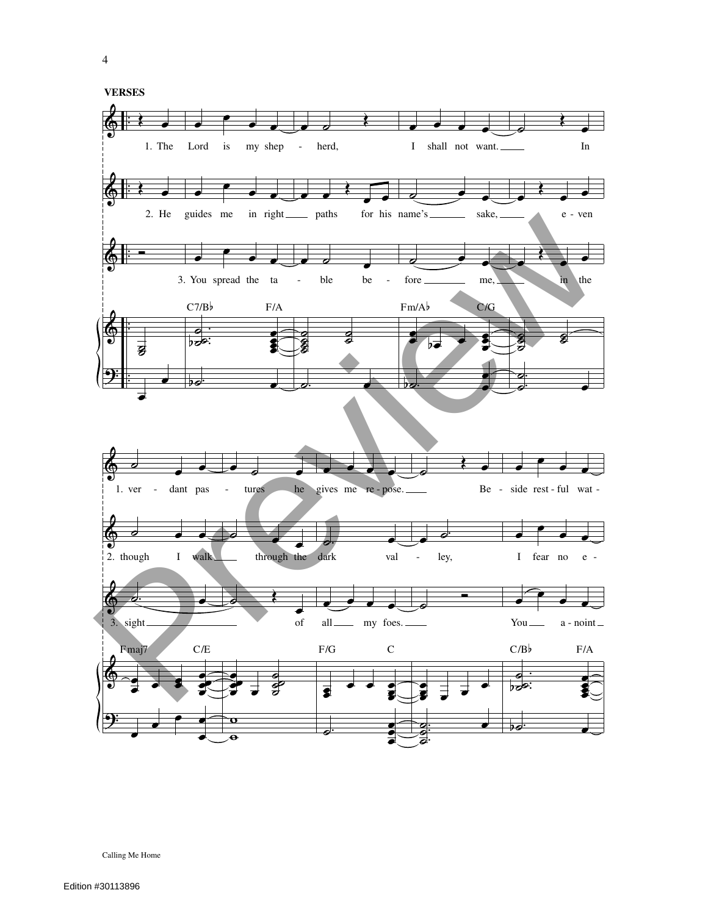**VERSES**

1. The Lord is my shep - herd, I shall not want. In
2. He guides me in right paths for his name's sake, e - ven
3. You spread the ta - ble be - fore me, in the

C7/B♭ F/A Fm/A♭ C/G

1. ver - dant pas - tures he gives me re - pose. Be - side rest - ful wat -
2. though I walk through the dark val - ley, I fear no e -
3. sight of all my foes. You a - noint

Fmaj7 C/E F/G C C/B♭ F/A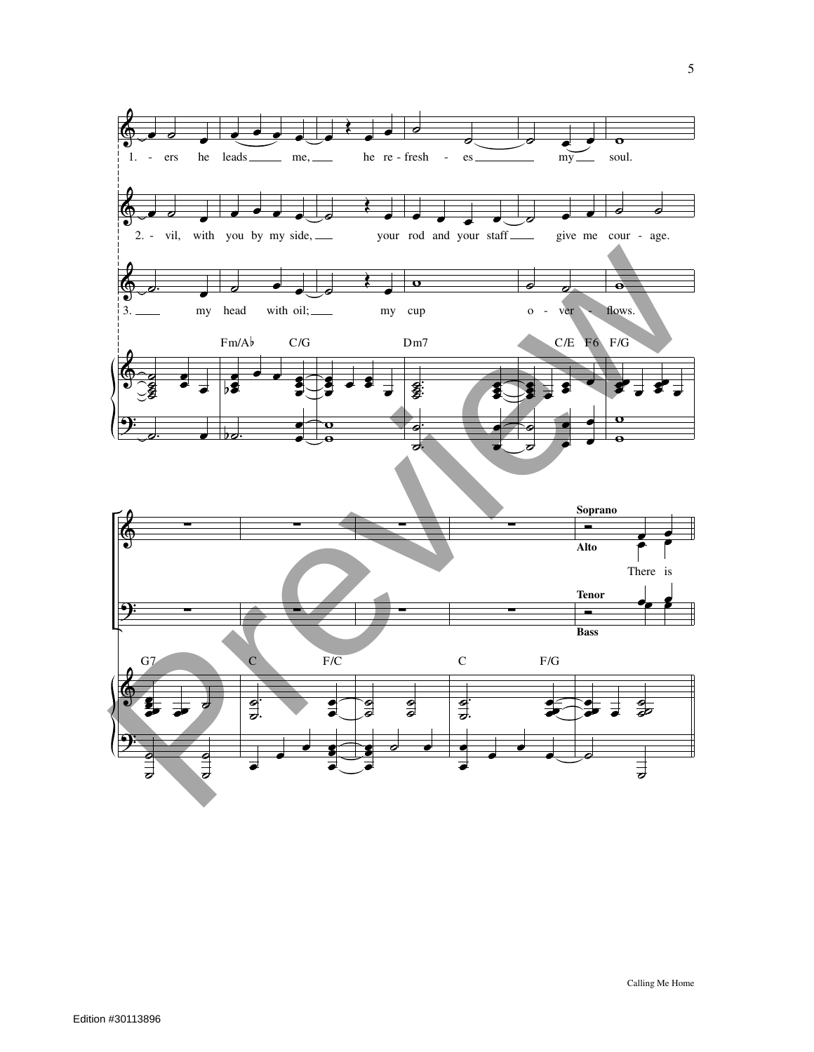1. - ers he leads me, he re - fresh - es my soul.

2. - vil, with you by my side, your rod and your staff give me cour - age.

3. my head with oil; my cup o - ver - flows.

Fm/A♭ C/G Dm7 C/E F6 F/G

Soprano

Alto

There is

Tenor

Bass

G7 C F/C C F/G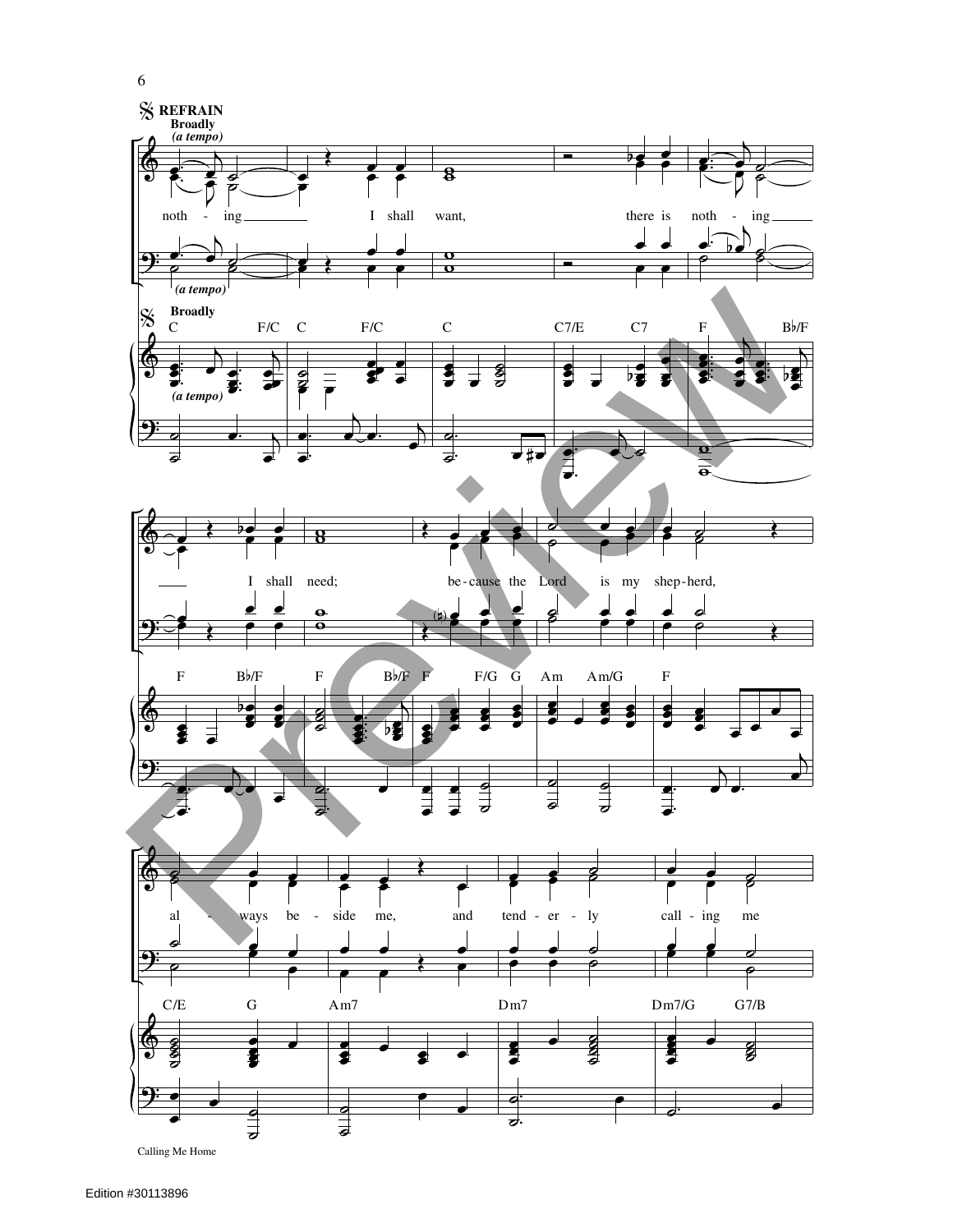**REFRAIN**

**Broadly**

*(a tempo)*

nothing I shall want, there is nothing I shall need; because the Lord is my shepherd, always beside me, and tenderly calling me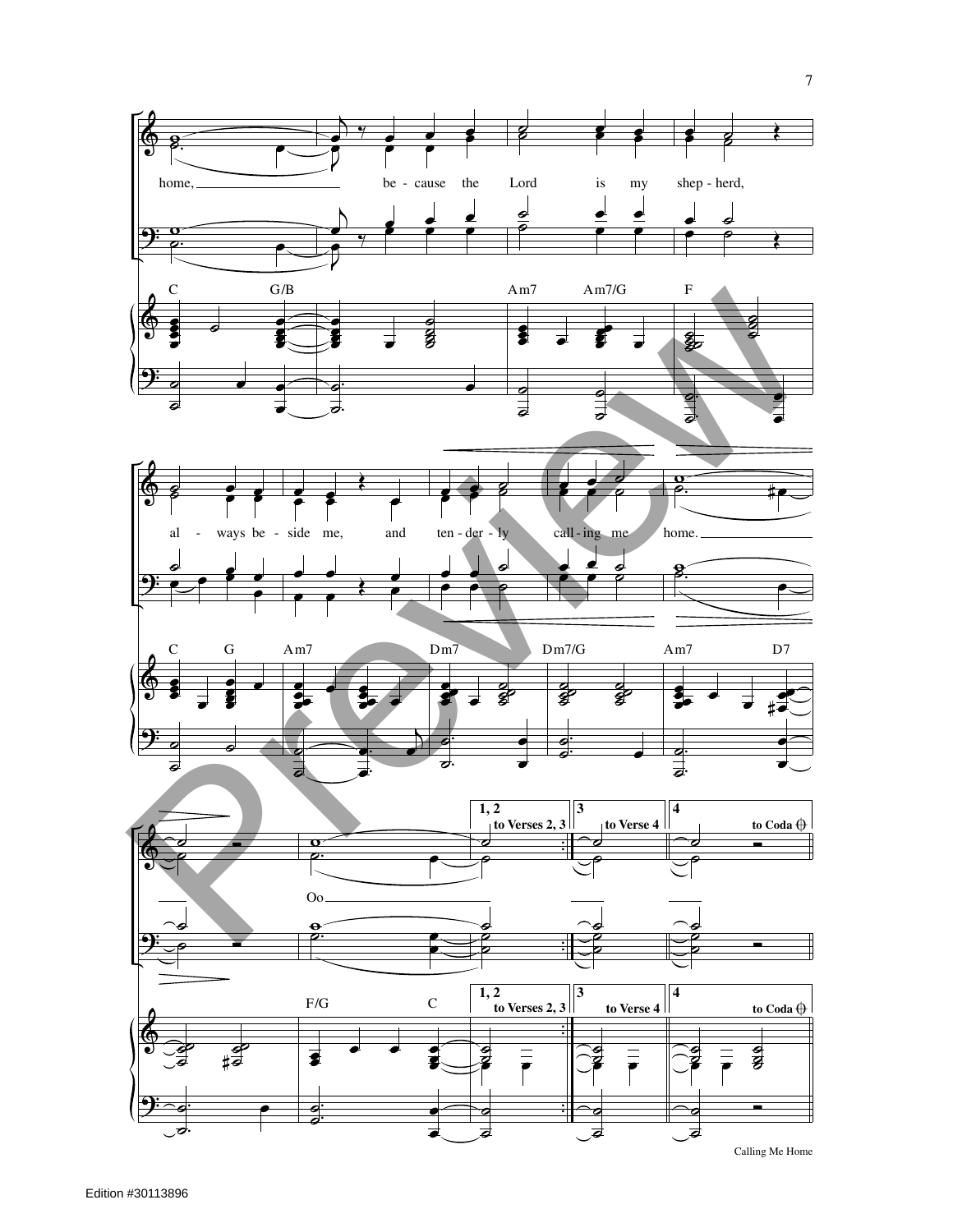home, because the Lord is my shep - herd,

C G/B Am7 Am7/G F

al - ways be - side me, and ten - der - ly call - ing me home.

C G Am7 Dm7 Dm7/G Am7 D7

Oo

1, 2 to Verses 2, 3 | 3 to Verse 4 | 4 to Coda

F/G C

Calling Me Home

Edition #30113896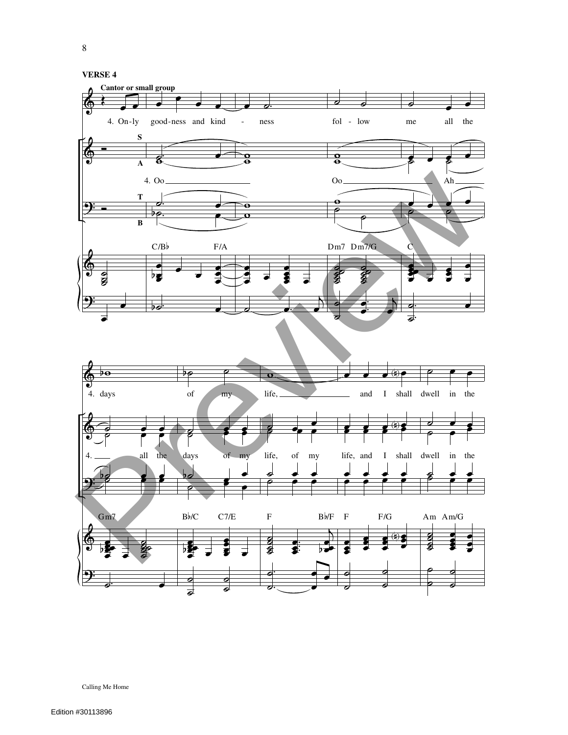**VERSE 4**

Cantor or small group

4. On-ly good-ness and kind - ness fol - low me all the

S A

4. Oo Oo Ah

T B

C/B♭ F/A Dm7 Dm7/G C

4. days of my life, and I shall dwell in the

4. all the days of my life, of my life, and I shall dwell in the

Gm7 B♭/C C7/E F B♭/F F F/G Am Am/G

Calling Me Home

Edition #30113896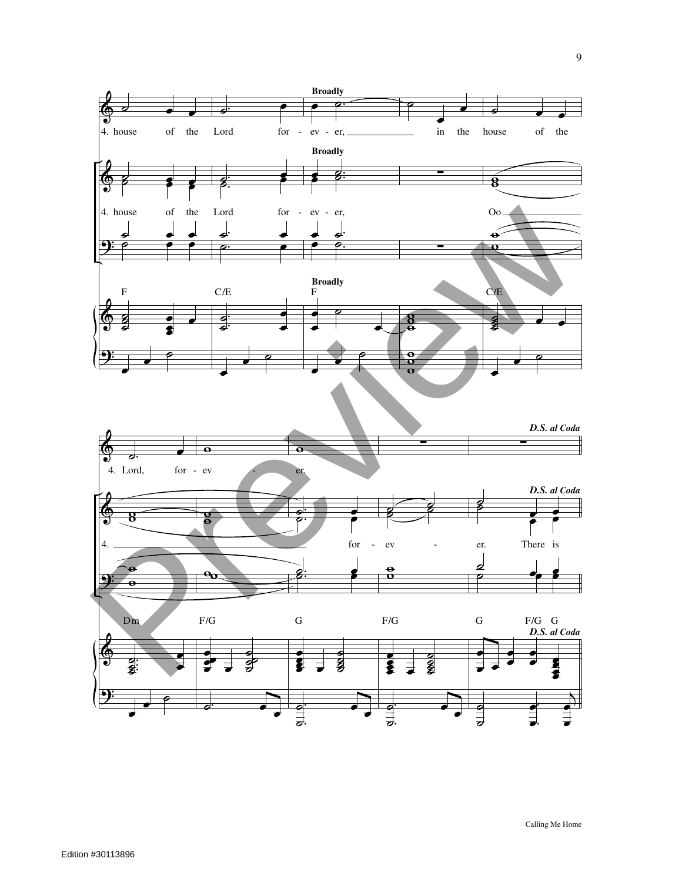**Broadly**

4. house of the Lord for - ev - er, in the house of the

**Broadly**

4. house of the Lord for - ev - er, Oo

**Broadly**

F C/E F C/E

**D.S. al Coda**

4. Lord, for - ev - er.

**D.S. al Coda**

4. for - ev - er. There is

Dm F/G G F/G G F/G G

**D.S. al Coda**

Calling Me Home

Edition #30113896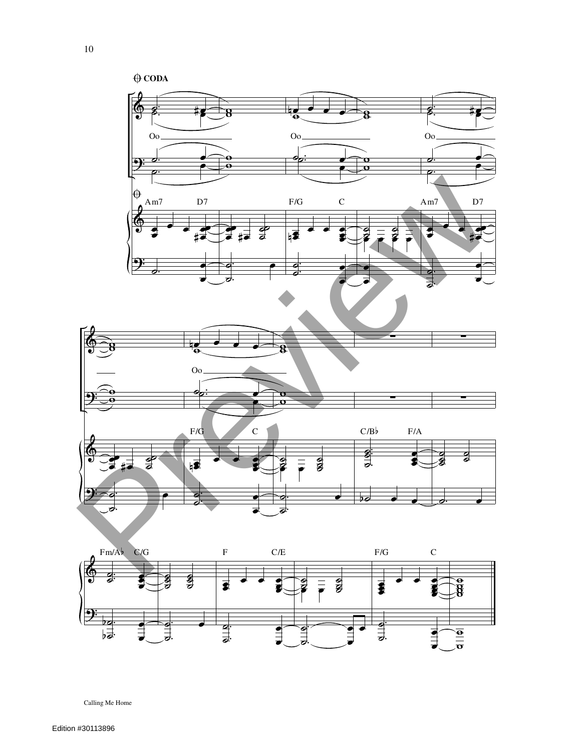## CODA

Oo

Oo

Oo

Am7 D7 F/G C Am7 D7

Oo

F/G C C/B♭ F/A

Fm/A♭ C/G F C/E F/G C

Calling Me Home

Edition #30113896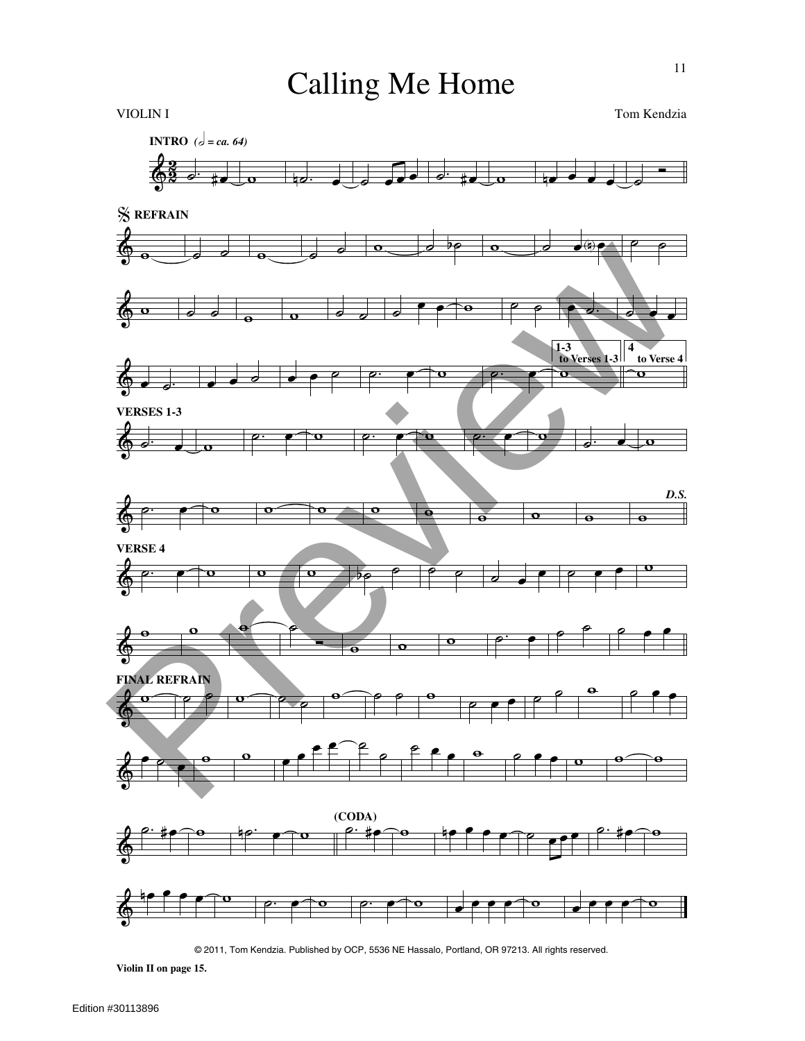# Calling Me Home

VIOLIN I

Tom Kendzia

**INTRO** *(𝅗𝅥 = ca. 64)*

**REFRAIN**

1-3 to Verses 1-3

4 to Verse 4

**VERSES 1-3**

*D.S.*

**VERSE 4**

**FINAL REFRAIN**

**(CODA)**

© 2011, Tom Kendzia. Published by OCP, 5536 NE Hassalo, Portland, OR 97213. All rights reserved.

**Violin II on page 15.**

Edition #30113896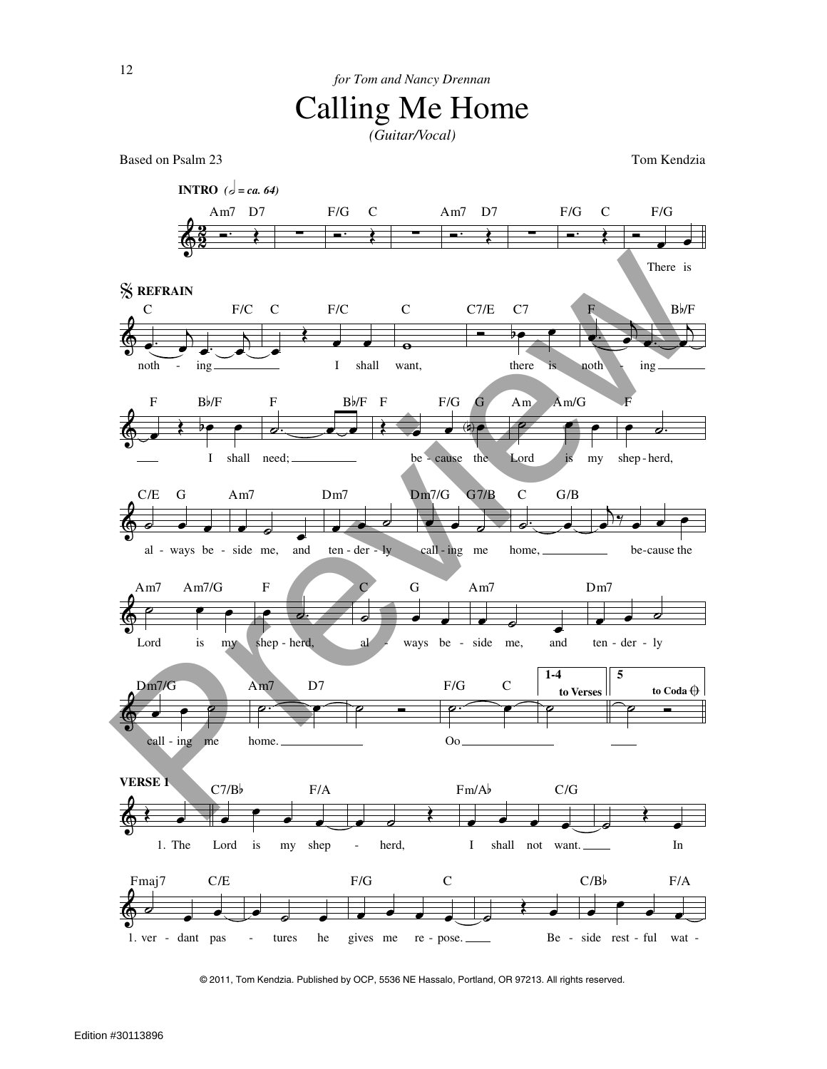*for Tom and Nancy Drennan*

# Calling Me Home

*(Guitar/Vocal)*

Based on Psalm 23 — Tom Kendzia

**INTRO** (𝅗𝅥 = ca. 64)

Am7 D7 | F/G C | Am7 D7 | F/G C | F/G

There is

**REFRAIN**

C F/C C F/C C C7/E C7 F B♭/F
nothing I shall want, there is nothing

F B♭/F F B♭/F F F/G G Am Am/G F
I shall need; because the Lord is my shepherd,

C/E G Am7 Dm7 Dm7/G G7/B C G/B
always beside me, and tenderly calling me home, because the

Am7 Am7/G F C G Am7 Dm7
Lord is my shepherd, always beside me, and tenderly

Dm7/G Am7 D7 F/G C
calling me home. Oo

1-4 to Verses | 5 to Coda

**VERSE 1**

C7/B♭ F/A Fm/A♭ C/G
1. The Lord is my shepherd, I shall not want. In

Fmaj7 C/E F/G C C/B♭ F/A
1. verdant pastures he gives me repose. Beside restful wat-

© 2011, Tom Kendzia. Published by OCP, 5536 NE Hassalo, Portland, OR 97213. All rights reserved.

Edition #30113896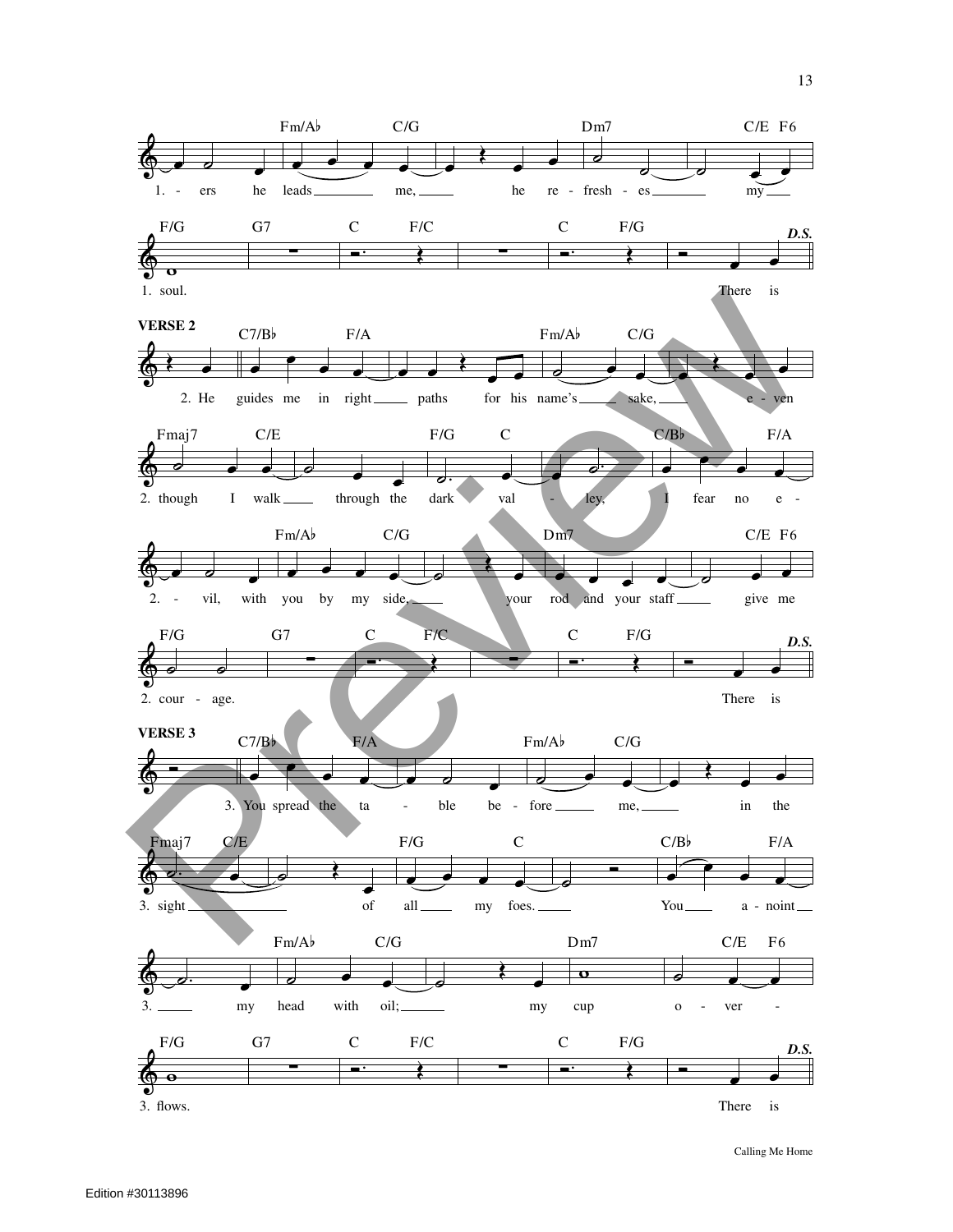Fm/A♭ C/G Dm7 C/E F6

1. - ers he leads me, he re - fresh - es my

F/G G7 C F/C C F/G *D.S.*

1. soul. There is

**VERSE 2**

C7/B♭ F/A Fm/A♭ C/G

2. He guides me in right paths for his name's sake, e - ven

Fmaj7 C/E F/G C C/B♭ F/A

2. though I walk through the dark val - ley, I fear no e -

Fm/A♭ C/G Dm7 C/E F6

2. - vil, with you by my side, your rod and your staff give me

F/G G7 C F/C C F/G *D.S.*

2. cour - age. There is

**VERSE 3**

C7/B♭ F/A Fm/A♭ C/G

3. You spread the ta - ble be - fore me, in the

Fmaj7 C/E F/G C C/B♭ F/A

3. sight of all my foes. You a - noint

Fm/A♭ C/G Dm7 C/E F6

3. my head with oil; my cup o - ver -

F/G G7 C F/C C F/G *D.S.*

3. flows. There is

Calling Me Home

Edition #30113896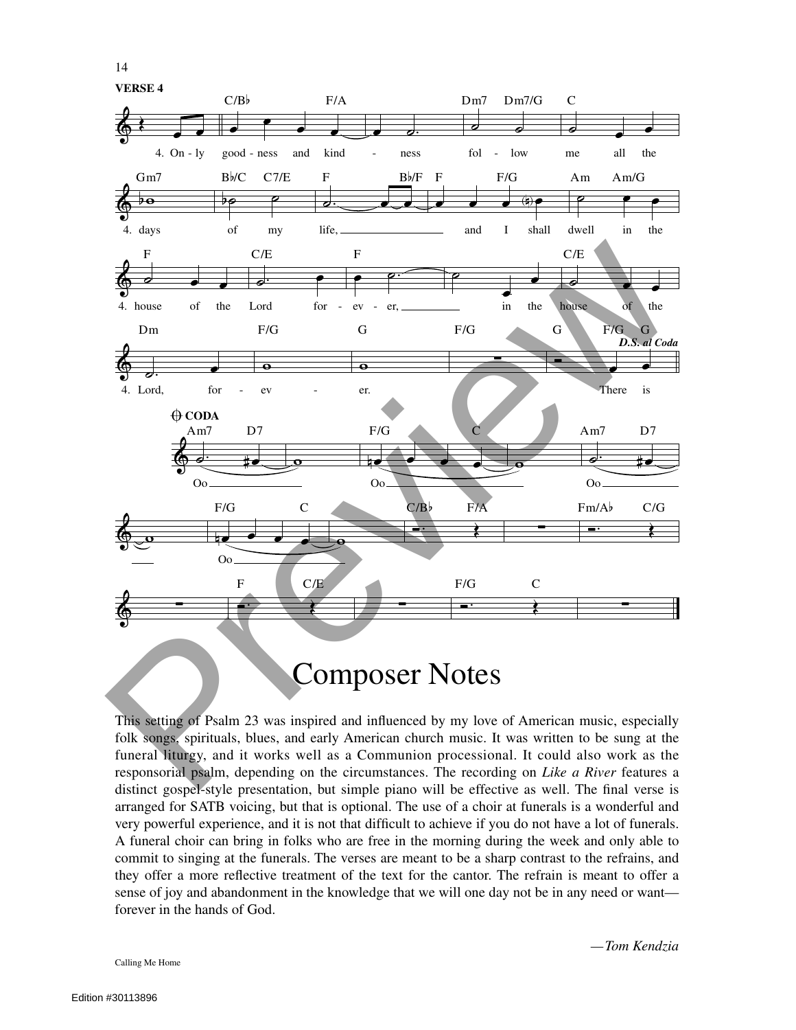**VERSE 4**

4. Only goodness and kindness follow me all the days of my life, and I shall dwell in the house of the Lord for-ever, in the house of the Lord, for-ever. There is

**CODA**

Oo Oo Oo Oo

# Composer Notes

This setting of Psalm 23 was inspired and influenced by my love of American music, especially folk songs, spirituals, blues, and early American church music. It was written to be sung at the funeral liturgy, and it works well as a Communion processional. It could also work as the responsorial psalm, depending on the circumstances. The recording on *Like a River* features a distinct gospel-style presentation, but simple piano will be effective as well. The final verse is arranged for SATB voicing, but that is optional. The use of a choir at funerals is a wonderful and very powerful experience, and it is not that difficult to achieve if you do not have a lot of funerals. A funeral choir can bring in folks who are free in the morning during the week and only able to commit to singing at the funerals. The verses are meant to be a sharp contrast to the refrains, and they offer a more reflective treatment of the text for the cantor. The refrain is meant to offer a sense of joy and abandonment in the knowledge that we will one day not be in any need or want—forever in the hands of God.

*—Tom Kendzia*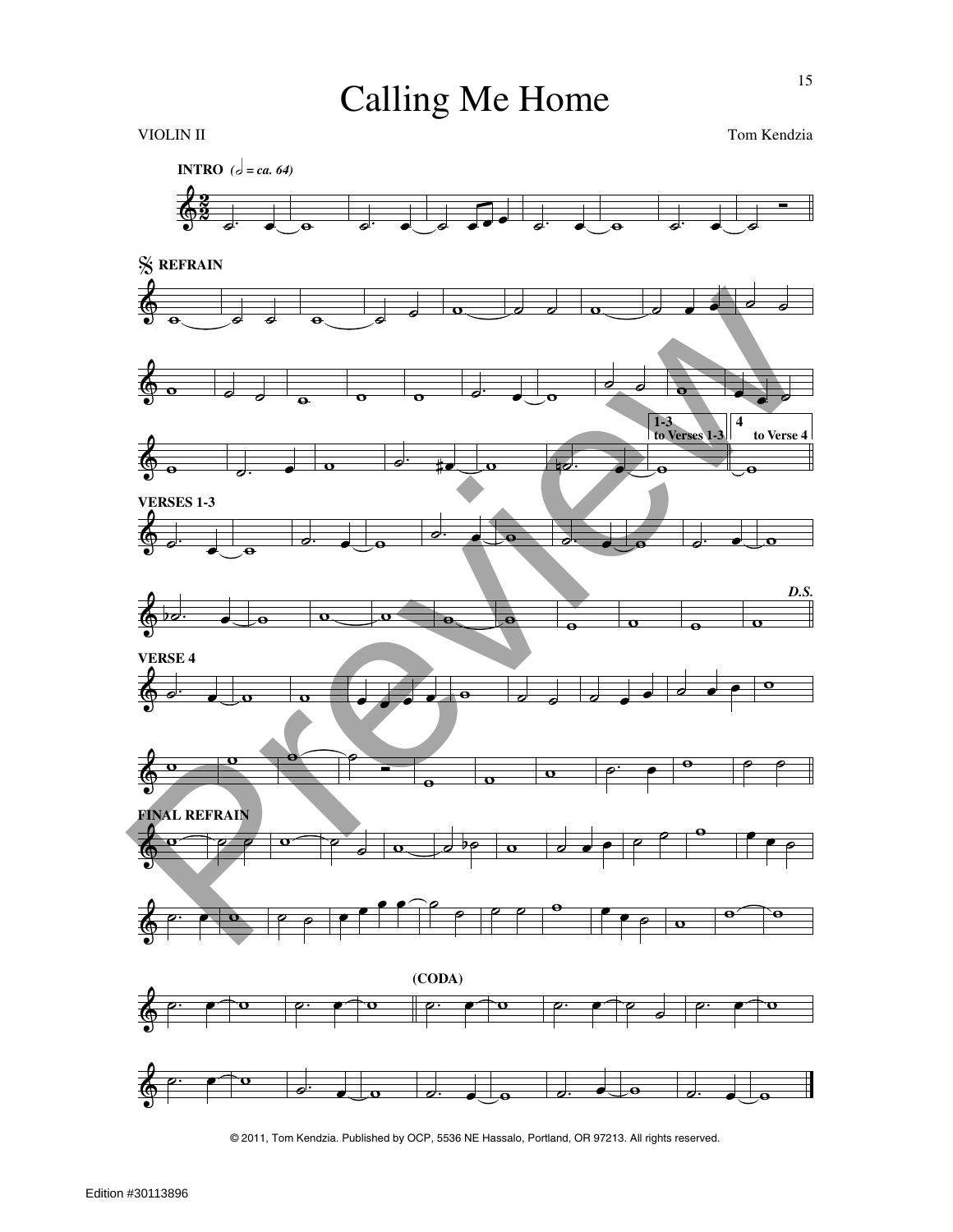# Calling Me Home

VIOLIN II

Tom Kendzia

**INTRO** *(♩ = ca. 64)*

**REFRAIN**

1-3 to Verses 1-3

4 to Verse 4

**VERSES 1-3**

*D.S.*

**VERSE 4**

**FINAL REFRAIN**

**(CODA)**

© 2011, Tom Kendzia. Published by OCP, 5536 NE Hassalo, Portland, OR 97213. All rights reserved.

Edition #30113896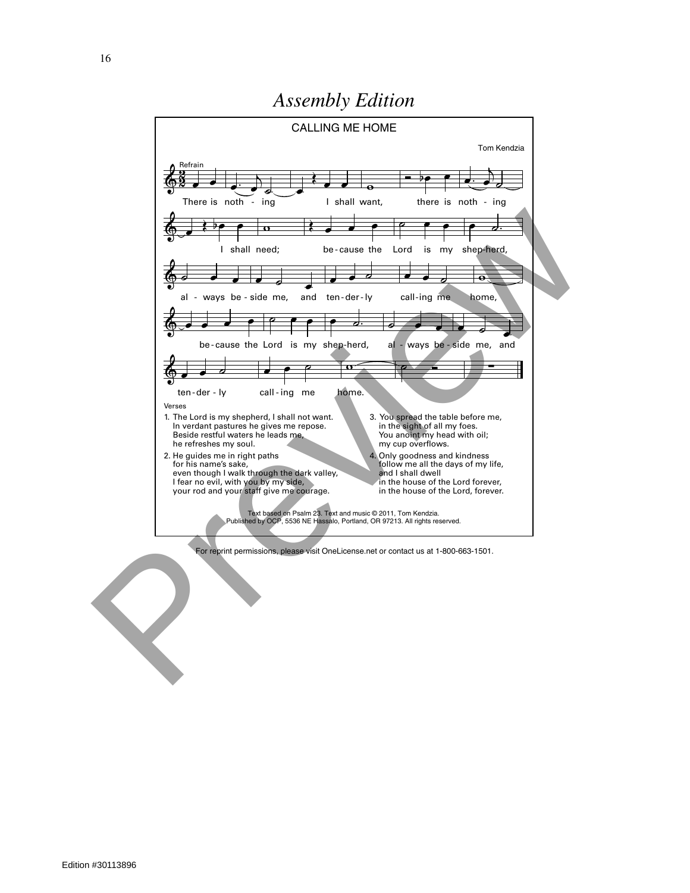*Assembly Edition*

CALLING ME HOME

Tom Kendzia

Refrain

There is nothing I shall want, there is nothing I shall need; because the Lord is my shepherd, always beside me, and tenderly calling me home, because the Lord is my shepherd, always beside me, and tenderly calling me home.

Verses

1. The Lord is my shepherd, I shall not want.
   In verdant pastures he gives me repose.
   Beside restful waters he leads me,
   he refreshes my soul.

2. He guides me in right paths
   for his name's sake,
   even though I walk through the dark valley,
   I fear no evil, with you by my side,
   your rod and your staff give me courage.

3. You spread the table before me,
   in the sight of all my foes.
   You anoint my head with oil;
   my cup overflows.

4. Only goodness and kindness
   follow me all the days of my life,
   and I shall dwell
   in the house of the Lord forever,
   in the house of the Lord, forever.

Text based on Psalm 23. Text and music © 2011, Tom Kendzia.
Published by OCP, 5536 NE Hassalo, Portland, OR 97213. All rights reserved.

For reprint permissions, please visit OneLicense.net or contact us at 1-800-663-1501.

Edition #30113896